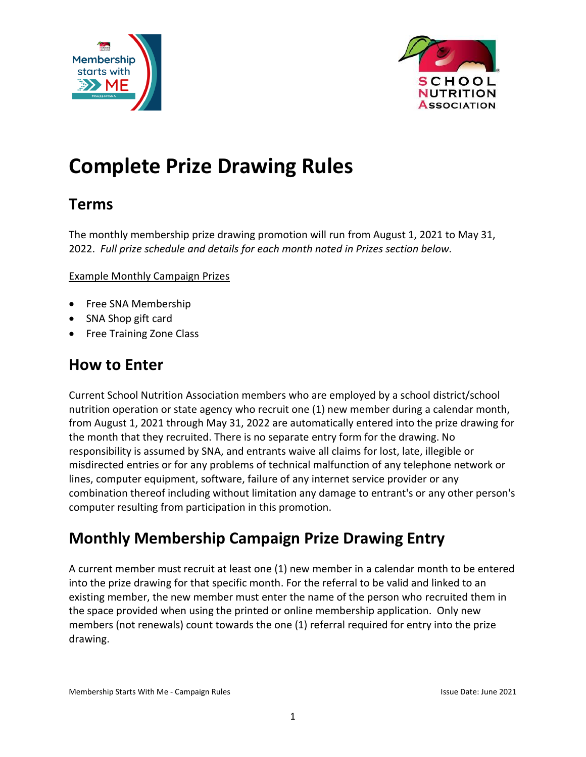# Complete Prize Drawing Rules

## Terms

The monthly membership prize drawing promotion will run from August 1, 2021 to May 31, 2022. *Full prize schedule and details for each month noted in Prizes section below.*

Example Monthly Campaign Prizes

- Free SNA Membership
- SNA Shop gift card
- Free Training Zone Class

## How to Enter

Current School Nutrition Association members who are employed by a school district/school nutrition operation or state agency who recruit one (1) new member during a calendar month, from August 1, 2021 through May 31, 2022 are automatically entered into the prize drawing for the month that they recruited. There is no separate entry form for the drawing. No responsibility is assumed by SNA, and entrants waive all claims for lost, late, illegible or misdirected entries or for any problems of technical malfunction of any telephone network or lines, computer equipment, software, failure of any internet service provider or any combination thereof including without limitation any damage to entrant's or any other person's computer resulting from participation in this promotion.

## Monthly Membership Campaign Prize Drawing Entry

A current member must recruit at least one (1) new member in a calendar month to be entered into the prize drawing for that specific month. For the referral to be valid and linked to an existing member, the new member must enter the name of the person who recruited them in the space provided when using the printed or online membership application. Only new members (not renewals) count towards the one (1) referral required for entry into the prize drawing.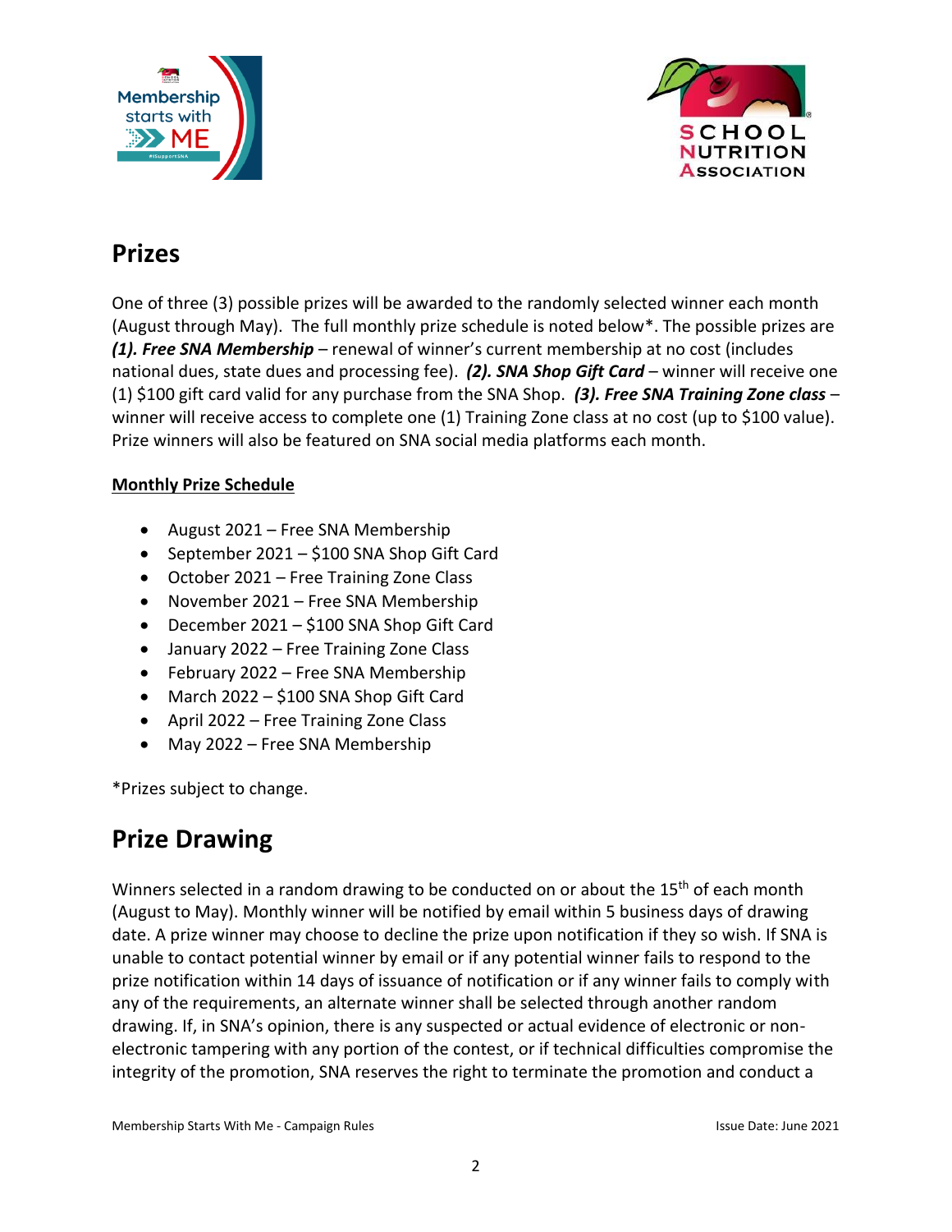## Prizes

One of three (3) possible prizes will be awarded to the randomly selected winner each month (August through May). The full monthly prize schedule is noted below*. The possible prizes are ***(1). Free SNA Membership*** – renewal of winner's current membership at no cost (includes national dues, state dues and processing fee). ***(2). SNA Shop Gift Card*** – winner will receive one (1) $100 gift card valid for any purchase from the SNA Shop. ***(3). Free SNA Training Zone class*** – winner will receive access to complete one (1) Training Zone class at no cost (up to $100 value). Prize winners will also be featured on SNA social media platforms each month.

**<u>Monthly Prize Schedule</u>**

- August 2021 – Free SNA Membership
- September 2021 – $100 SNA Shop Gift Card
- October 2021 – Free Training Zone Class
- November 2021 – Free SNA Membership
- December 2021 – $100 SNA Shop Gift Card
- January 2022 – Free Training Zone Class
- February 2022 – Free SNA Membership
- March 2022 – $100 SNA Shop Gift Card
- April 2022 – Free Training Zone Class
- May 2022 – Free SNA Membership

*Prizes subject to change.

## Prize Drawing

Winners selected in a random drawing to be conducted on or about the 15th of each month (August to May). Monthly winner will be notified by email within 5 business days of drawing date. A prize winner may choose to decline the prize upon notification if they so wish. If SNA is unable to contact potential winner by email or if any potential winner fails to respond to the prize notification within 14 days of issuance of notification or if any winner fails to comply with any of the requirements, an alternate winner shall be selected through another random drawing. If, in SNA's opinion, there is any suspected or actual evidence of electronic or non-electronic tampering with any portion of the contest, or if technical difficulties compromise the integrity of the promotion, SNA reserves the right to terminate the promotion and conduct a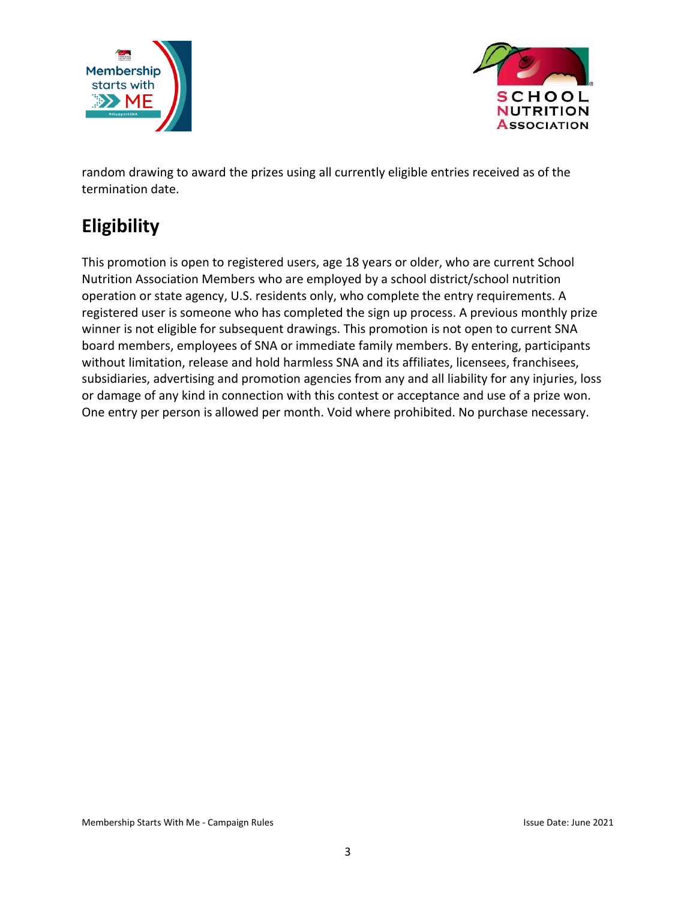random drawing to award the prizes using all currently eligible entries received as of the termination date.

## Eligibility

This promotion is open to registered users, age 18 years or older, who are current School Nutrition Association Members who are employed by a school district/school nutrition operation or state agency, U.S. residents only, who complete the entry requirements. A registered user is someone who has completed the sign up process. A previous monthly prize winner is not eligible for subsequent drawings. This promotion is not open to current SNA board members, employees of SNA or immediate family members. By entering, participants without limitation, release and hold harmless SNA and its affiliates, licensees, franchisees, subsidiaries, advertising and promotion agencies from any and all liability for any injuries, loss or damage of any kind in connection with this contest or acceptance and use of a prize won. One entry per person is allowed per month. Void where prohibited. No purchase necessary.